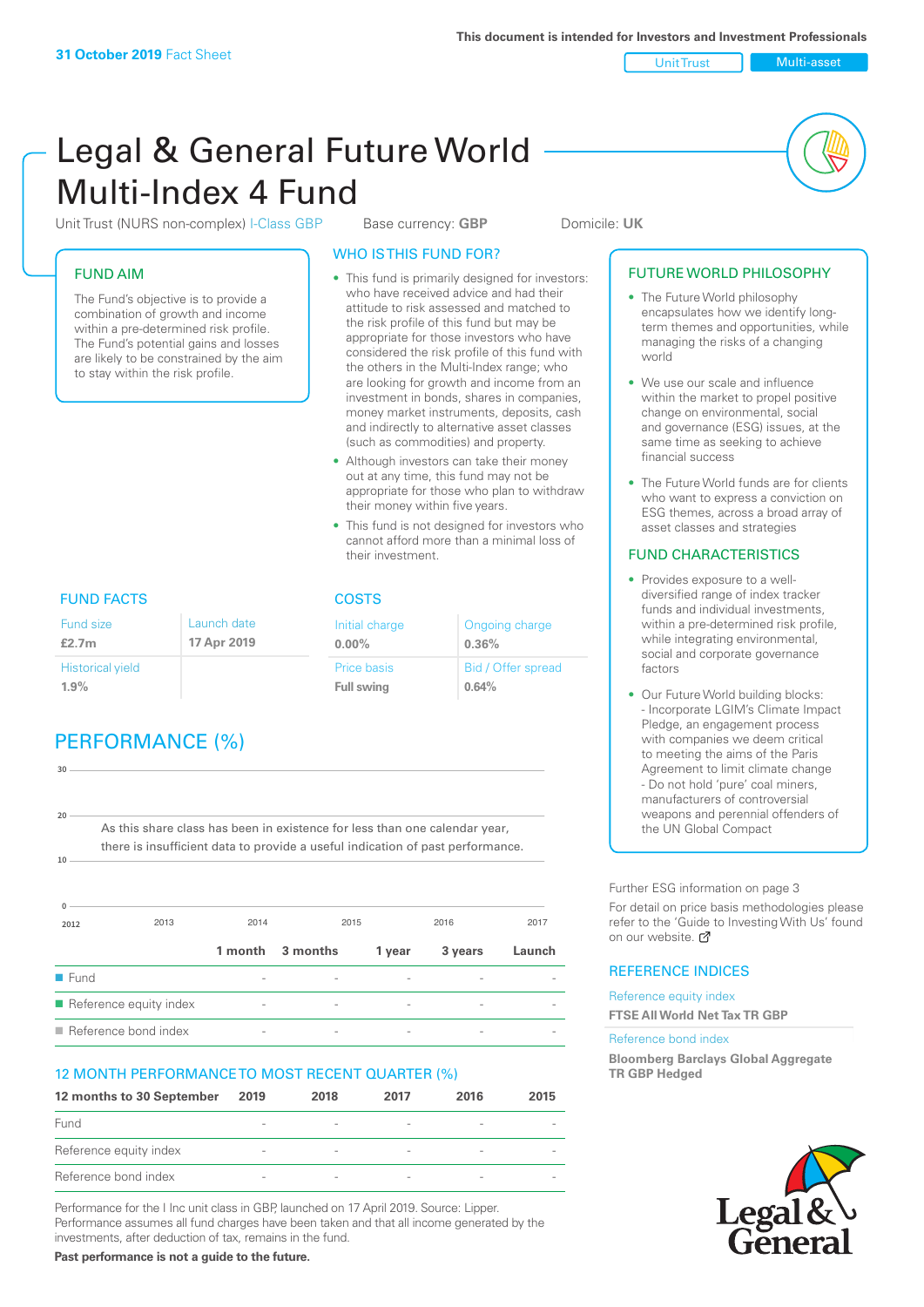This document is intended for Investors and Investment Professionals

**31 October 2019** Fact Sheet

Unit Trust | Multi-asset

# Legal & General Future World Multi-Index 4 Fund

Unit Trust (NURS non-complex) I-Class GBP    Base currency: **GBP**    Domicile: **UK**

## FUND AIM

The Fund's objective is to provide a combination of growth and income within a pre-determined risk profile. The Fund's potential gains and losses are likely to be constrained by the aim to stay within the risk profile.

## WHO IS THIS FUND FOR?

- This fund is primarily designed for investors: who have received advice and had their attitude to risk assessed and matched to the risk profile of this fund but may be appropriate for those investors who have considered the risk profile of this fund with the others in the Multi-Index range; who are looking for growth and income from an investment in bonds, shares in companies, money market instruments, deposits, cash and indirectly to alternative asset classes (such as commodities) and property.
- Although investors can take their money out at any time, this fund may not be appropriate for those who plan to withdraw their money within five years.
- This fund is not designed for investors who cannot afford more than a minimal loss of their investment.

## FUND FACTS

| Fund size | Launch date |
|---|---|
| **£2.7m** | **17 Apr 2019** |
| Historical yield | |
| **1.9%** | |

## COSTS

| Initial charge | Ongoing charge |
|---|---|
| **0.00%** | **0.36%** |
| Price basis | Bid / Offer spread |
| **Full swing** | **0.64%** |

## PERFORMANCE (%)

As this share class has been in existence for less than one calendar year, there is insufficient data to provide a useful indication of past performance.

| | 1 month | 3 months | 1 year | 3 years | Launch |
|---|---|---|---|---|---|
| Fund | - | - | - | - | - |
| Reference equity index | - | - | - | - | - |
| Reference bond index | - | - | - | - | - |

## 12 MONTH PERFORMANCE TO MOST RECENT QUARTER (%)

| 12 months to 30 September | 2019 | 2018 | 2017 | 2016 | 2015 |
|---|---|---|---|---|---|
| Fund | - | - | - | - | - |
| Reference equity index | - | - | - | - | - |
| Reference bond index | - | - | - | - | - |

Performance for the I Inc unit class in GBP, launched on 17 April 2019. Source: Lipper. Performance assumes all fund charges have been taken and that all income generated by the investments, after deduction of tax, remains in the fund.

**Past performance is not a guide to the future.**

## FUTURE WORLD PHILOSOPHY

- The Future World philosophy encapsulates how we identify long-term themes and opportunities, while managing the risks of a changing world
- We use our scale and influence within the market to propel positive change on environmental, social and governance (ESG) issues, at the same time as seeking to achieve financial success
- The Future World funds are for clients who want to express a conviction on ESG themes, across a broad array of asset classes and strategies

## FUND CHARACTERISTICS

- Provides exposure to a well-diversified range of index tracker funds and individual investments, within a pre-determined risk profile, while integrating environmental, social and corporate governance factors
- Our Future World building blocks:
  - Incorporate LGIM's Climate Impact Pledge, an engagement process with companies we deem critical to meeting the aims of the Paris Agreement to limit climate change
  - Do not hold 'pure' coal miners, manufacturers of controversial weapons and perennial offenders of the UN Global Compact

Further ESG information on page 3

For detail on price basis methodologies please refer to the 'Guide to Investing With Us' found on our website.

## REFERENCE INDICES

Reference equity index

**FTSE All World Net Tax TR GBP**

Reference bond index

**Bloomberg Barclays Global Aggregate TR GBP Hedged**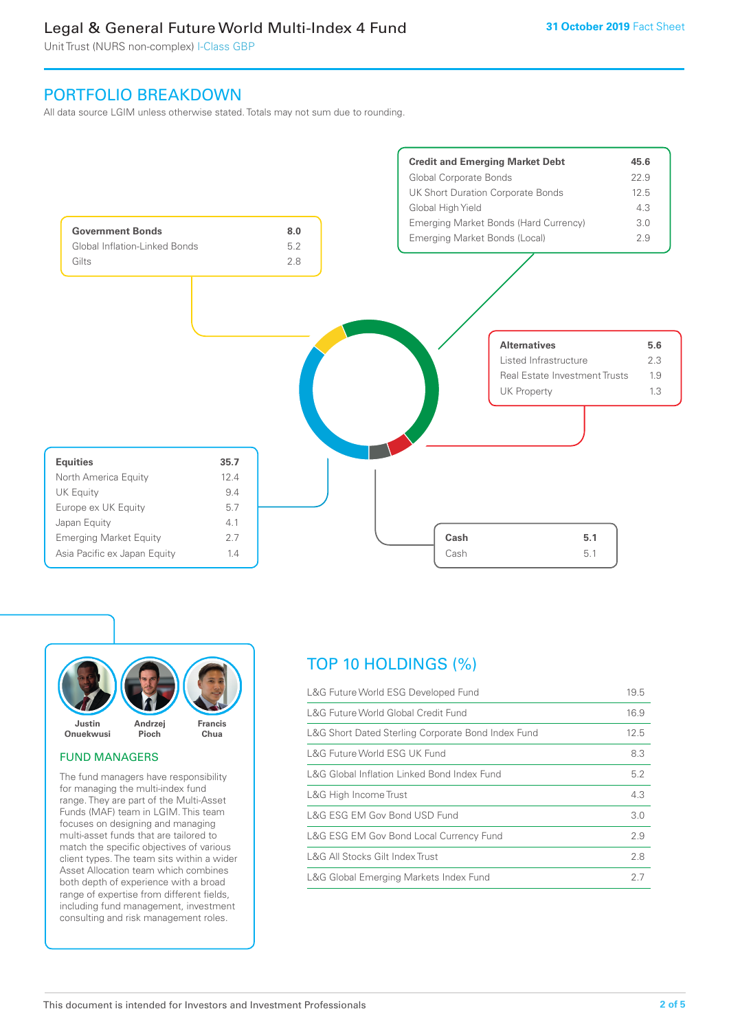# Legal & General Future World Multi-Index 4 Fund

Unit Trust (NURS non-complex) I-Class GBP

31 October 2019 Fact Sheet

## PORTFOLIO BREAKDOWN

All data source LGIM unless otherwise stated. Totals may not sum due to rounding.

| Credit and Emerging Market Debt | 45.6 |
|---|---|
| Global Corporate Bonds | 22.9 |
| UK Short Duration Corporate Bonds | 12.5 |
| Global High Yield | 4.3 |
| Emerging Market Bonds (Hard Currency) | 3.0 |
| Emerging Market Bonds (Local) | 2.9 |

| Government Bonds | 8.0 |
|---|---|
| Global Inflation-Linked Bonds | 5.2 |
| Gilts | 2.8 |

| Alternatives | 5.6 |
|---|---|
| Listed Infrastructure | 2.3 |
| Real Estate Investment Trusts | 1.9 |
| UK Property | 1.3 |

| Equities | 35.7 |
|---|---|
| North America Equity | 12.4 |
| UK Equity | 9.4 |
| Europe ex UK Equity | 5.7 |
| Japan Equity | 4.1 |
| Emerging Market Equity | 2.7 |
| Asia Pacific ex Japan Equity | 1.4 |

| Cash | 5.1 |
|---|---|
| Cash | 5.1 |

Justin Onuekwusi, Andrzej Pioch, Francis Chua

### FUND MANAGERS

The fund managers have responsibility for managing the multi-index fund range. They are part of the Multi-Asset Funds (MAF) team in LGIM. This team focuses on designing and managing multi-asset funds that are tailored to match the specific objectives of various client types. The team sits within a wider Asset Allocation team which combines both depth of experience with a broad range of expertise from different fields, including fund management, investment consulting and risk management roles.

## TOP 10 HOLDINGS (%)

| Holding | % |
|---|---|
| L&G Future World ESG Developed Fund | 19.5 |
| L&G Future World Global Credit Fund | 16.9 |
| L&G Short Dated Sterling Corporate Bond Index Fund | 12.5 |
| L&G Future World ESG UK Fund | 8.3 |
| L&G Global Inflation Linked Bond Index Fund | 5.2 |
| L&G High Income Trust | 4.3 |
| L&G ESG EM Gov Bond USD Fund | 3.0 |
| L&G ESG EM Gov Bond Local Currency Fund | 2.9 |
| L&G All Stocks Gilt Index Trust | 2.8 |
| L&G Global Emerging Markets Index Fund | 2.7 |

This document is intended for Investors and Investment Professionals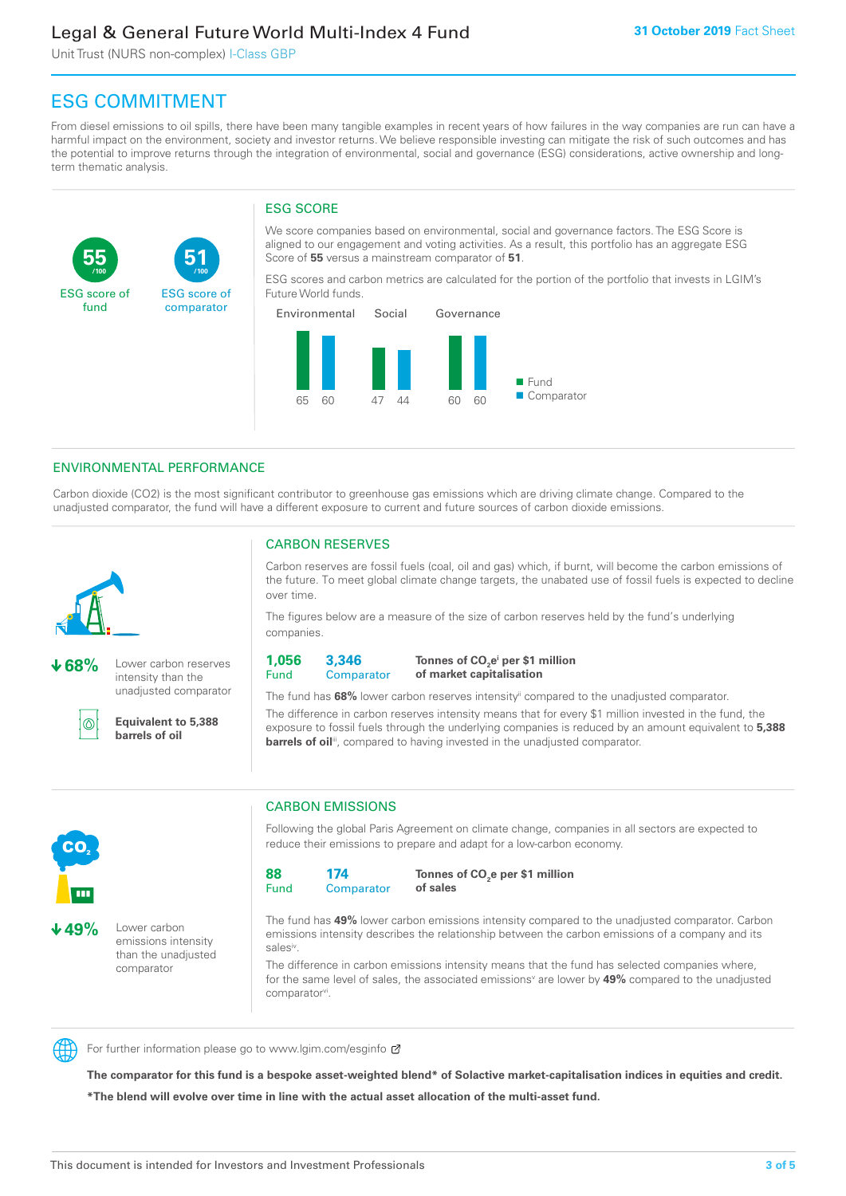Legal & General Future World Multi-Index 4 Fund

Unit Trust (NURS non-complex) I-Class GBP

31 October 2019 Fact Sheet

# ESG COMMITMENT

From diesel emissions to oil spills, there have been many tangible examples in recent years of how failures in the way companies are run can have a harmful impact on the environment, society and investor returns. We believe responsible investing can mitigate the risk of such outcomes and has the potential to improve returns through the integration of environmental, social and governance (ESG) considerations, active ownership and long-term thematic analysis.

**55** /100 ESG score of fund

**51** /100 ESG score of comparator

## ESG SCORE

We score companies based on environmental, social and governance factors. The ESG Score is aligned to our engagement and voting activities. As a result, this portfolio has an aggregate ESG Score of **55** versus a mainstream comparator of **51**.

ESG scores and carbon metrics are calculated for the portion of the portfolio that invests in LGIM's Future World funds.

| | Fund | Comparator |
|---|---|---|
| Environmental | 65 | 60 |
| Social | 47 | 44 |
| Governance | 60 | 60 |

## ENVIRONMENTAL PERFORMANCE

Carbon dioxide (CO2) is the most significant contributor to greenhouse gas emissions which are driving climate change. Compared to the unadjusted comparator, the fund will have a different exposure to current and future sources of carbon dioxide emissions.

**↓68%** Lower carbon reserves intensity than the unadjusted comparator

**Equivalent to 5,388 barrels of oil**

### CARBON RESERVES

Carbon reserves are fossil fuels (coal, oil and gas) which, if burnt, will become the carbon emissions of the future. To meet global climate change targets, the unabated use of fossil fuels is expected to decline over time.

The figures below are a measure of the size of carbon reserves held by the fund's underlying companies.

**1,056** Fund | **3,346** Comparator | **Tonnes of $CO_2e$[i] per $1 million of market capitalisation**

The fund has **68%** lower carbon reserves intensity[ii] compared to the unadjusted comparator.

The difference in carbon reserves intensity means that for every $1 million invested in the fund, the exposure to fossil fuels through the underlying companies is reduced by an amount equivalent to **5,388 barrels of oil**[iii], compared to having invested in the unadjusted comparator.

**↓49%** Lower carbon emissions intensity than the unadjusted comparator

### CARBON EMISSIONS

Following the global Paris Agreement on climate change, companies in all sectors are expected to reduce their emissions to prepare and adapt for a low-carbon economy.

**88** Fund | **174** Comparator | **Tonnes of $CO_2e$ per $1 million of sales**

The fund has **49%** lower carbon emissions intensity compared to the unadjusted comparator. Carbon emissions intensity describes the relationship between the carbon emissions of a company and its sales[iv].

The difference in carbon emissions intensity means that the fund has selected companies where, for the same level of sales, the associated emissions[v] are lower by **49%** compared to the unadjusted comparator[vi].

For further information please go to www.lgim.com/esginfo

**The comparator for this fund is a bespoke asset-weighted blend* of Solactive market-capitalisation indices in equities and credit.**

***The blend will evolve over time in line with the actual asset allocation of the multi-asset fund.**

This document is intended for Investors and Investment Professionals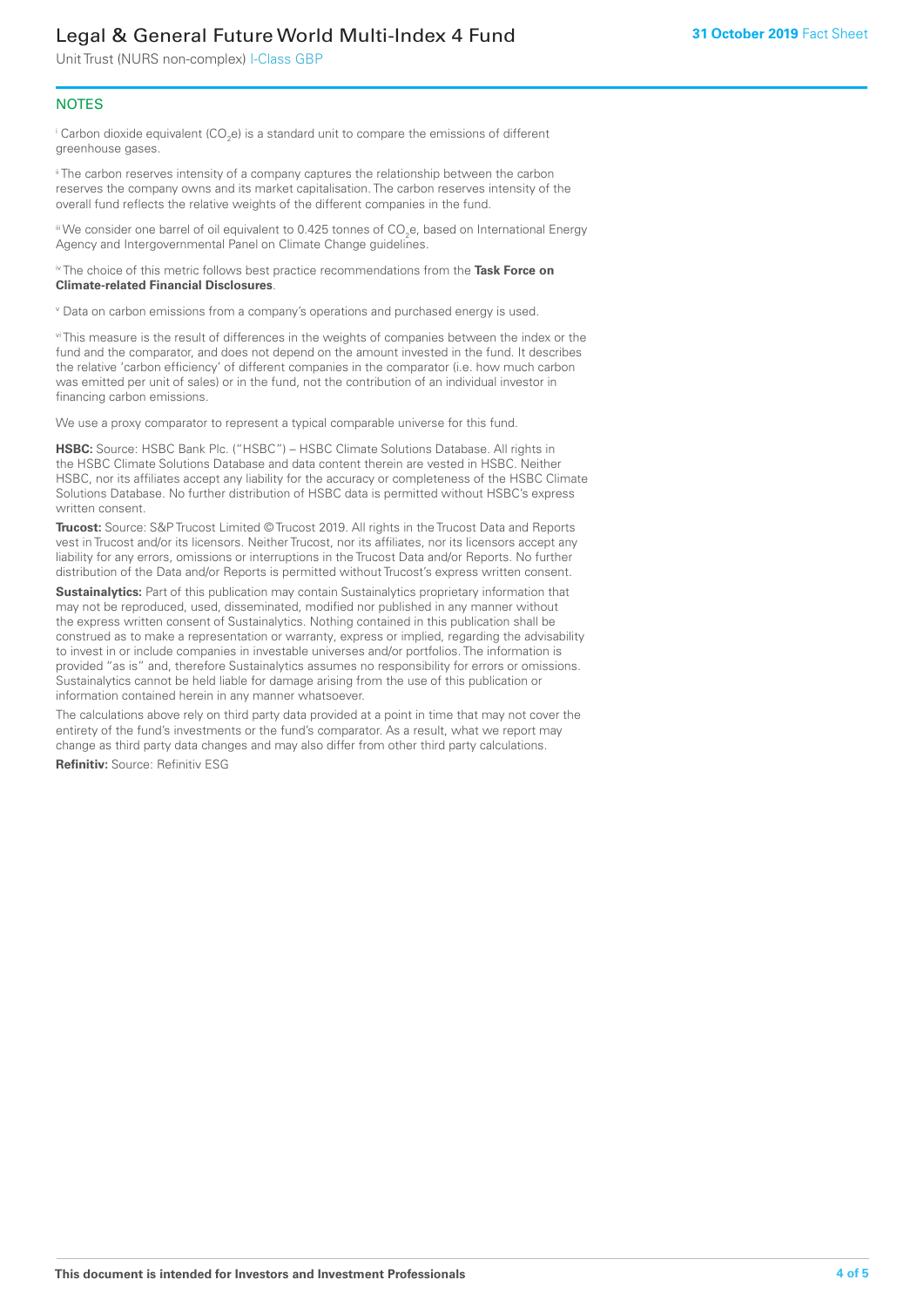## NOTES

[i] Carbon dioxide equivalent ($CO_2e$) is a standard unit to compare the emissions of different greenhouse gases.

[ii] The carbon reserves intensity of a company captures the relationship between the carbon reserves the company owns and its market capitalisation. The carbon reserves intensity of the overall fund reflects the relative weights of the different companies in the fund.

[iii] We consider one barrel of oil equivalent to 0.425 tonnes of $CO_2e$, based on International Energy Agency and Intergovernmental Panel on Climate Change guidelines.

[iv] The choice of this metric follows best practice recommendations from the **Task Force on Climate-related Financial Disclosures**.

[v] Data on carbon emissions from a company's operations and purchased energy is used.

[vi] This measure is the result of differences in the weights of companies between the index or the fund and the comparator, and does not depend on the amount invested in the fund. It describes the relative 'carbon efficiency' of different companies in the comparator (i.e. how much carbon was emitted per unit of sales) or in the fund, not the contribution of an individual investor in financing carbon emissions.

We use a proxy comparator to represent a typical comparable universe for this fund.

**HSBC:** Source: HSBC Bank Plc. ("HSBC") – HSBC Climate Solutions Database. All rights in the HSBC Climate Solutions Database and data content therein are vested in HSBC. Neither HSBC, nor its affiliates accept any liability for the accuracy or completeness of the HSBC Climate Solutions Database. No further distribution of HSBC data is permitted without HSBC's express written consent.

**Trucost:** Source: S&P Trucost Limited © Trucost 2019. All rights in the Trucost Data and Reports vest in Trucost and/or its licensors. Neither Trucost, nor its affiliates, nor its licensors accept any liability for any errors, omissions or interruptions in the Trucost Data and/or Reports. No further distribution of the Data and/or Reports is permitted without Trucost's express written consent.

**Sustainalytics:** Part of this publication may contain Sustainalytics proprietary information that may not be reproduced, used, disseminated, modified nor published in any manner without the express written consent of Sustainalytics. Nothing contained in this publication shall be construed as to make a representation or warranty, express or implied, regarding the advisability to invest in or include companies in investable universes and/or portfolios. The information is provided "as is" and, therefore Sustainalytics assumes no responsibility for errors or omissions. Sustainalytics cannot be held liable for damage arising from the use of this publication or information contained herein in any manner whatsoever.

The calculations above rely on third party data provided at a point in time that may not cover the entirety of the fund's investments or the fund's comparator. As a result, what we report may change as third party data changes and may also differ from other third party calculations.

**Refinitiv:** Source: Refinitiv ESG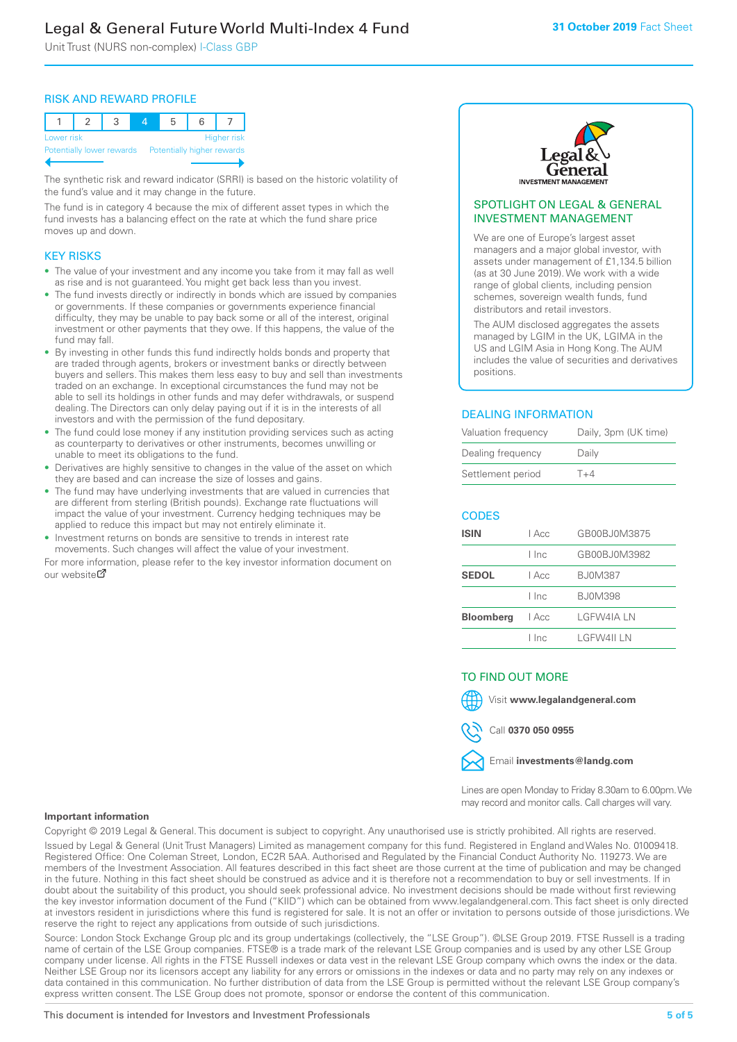# Legal & General Future World Multi-Index 4 Fund

Unit Trust (NURS non-complex) I-Class GBP

31 October 2019 Fact Sheet

## RISK AND REWARD PROFILE

| 1 | 2 | 3 | 4 | 5 | 6 | 7 |
|---|---|---|---|---|---|---|

Lower risk — Higher risk

Potentially lower rewards — Potentially higher rewards

The synthetic risk and reward indicator (SRRI) is based on the historic volatility of the fund's value and it may change in the future.

The fund is in category 4 because the mix of different asset types in which the fund invests has a balancing effect on the rate at which the fund share price moves up and down.

## KEY RISKS

- The value of your investment and any income you take from it may fall as well as rise and is not guaranteed. You might get back less than you invest.
- The fund invests directly or indirectly in bonds which are issued by companies or governments. If these companies or governments experience financial difficulty, they may be unable to pay back some or all of the interest, original investment or other payments that they owe. If this happens, the value of the fund may fall.
- By investing in other funds this fund indirectly holds bonds and property that are traded through agents, brokers or investment banks or directly between buyers and sellers. This makes them less easy to buy and sell than investments traded on an exchange. In exceptional circumstances the fund may not be able to sell its holdings in other funds and may defer withdrawals, or suspend dealing. The Directors can only delay paying out if it is in the interests of all investors and with the permission of the fund depositary.
- The fund could lose money if any institution providing services such as acting as counterparty to derivatives or other instruments, becomes unwilling or unable to meet its obligations to the fund.
- Derivatives are highly sensitive to changes in the value of the asset on which they are based and can increase the size of losses and gains.
- The fund may have underlying investments that are valued in currencies that are different from sterling (British pounds). Exchange rate fluctuations will impact the value of your investment. Currency hedging techniques may be applied to reduce this impact but may not entirely eliminate it.
- Investment returns on bonds are sensitive to trends in interest rate movements. Such changes will affect the value of your investment.

For more information, please refer to the key investor information document on our website

## SPOTLIGHT ON LEGAL & GENERAL INVESTMENT MANAGEMENT

We are one of Europe's largest asset managers and a major global investor, with assets under management of £1,134.5 billion (as at 30 June 2019). We work with a wide range of global clients, including pension schemes, sovereign wealth funds, fund distributors and retail investors.

The AUM disclosed aggregates the assets managed by LGIM in the UK, LGIMA in the US and LGIM Asia in Hong Kong. The AUM includes the value of securities and derivatives positions.

## DEALING INFORMATION

| | |
|---|---|
| Valuation frequency | Daily, 3pm (UK time) |
| Dealing frequency | Daily |
| Settlement period | T+4 |

## CODES

| | | |
|---|---|---|
| **ISIN** | I Acc | GB00BJ0M3875 |
| | I Inc | GB00BJ0M3982 |
| **SEDOL** | I Acc | BJ0M387 |
| | I Inc | BJ0M398 |
| **Bloomberg** | I Acc | LGFW4IA LN |
| | I Inc | LGFW4II LN |

## TO FIND OUT MORE

Visit **www.legalandgeneral.com**

Call **0370 050 0955**

Email **investments@landg.com**

Lines are open Monday to Friday 8.30am to 6.00pm. We may record and monitor calls. Call charges will vary.

**Important information**

Copyright © 2019 Legal & General. This document is subject to copyright. Any unauthorised use is strictly prohibited. All rights are reserved.

Issued by Legal & General (Unit Trust Managers) Limited as management company for this fund. Registered in England and Wales No. 01009418. Registered Office: One Coleman Street, London, EC2R 5AA. Authorised and Regulated by the Financial Conduct Authority No. 119273. We are members of the Investment Association. All features described in this fact sheet are those current at the time of publication and may be changed in the future. Nothing in this fact sheet should be construed as advice and it is therefore not a recommendation to buy or sell investments. If in doubt about the suitability of this product, you should seek professional advice. No investment decisions should be made without first reviewing the key investor information document of the Fund ("KIID") which can be obtained from www.legalandgeneral.com. This fact sheet is only directed at investors resident in jurisdictions where this fund is registered for sale. It is not an offer or invitation to persons outside of those jurisdictions. We reserve the right to reject any applications from outside of such jurisdictions.

Source: London Stock Exchange Group plc and its group undertakings (collectively, the "LSE Group"). ©LSE Group 2019. FTSE Russell is a trading name of certain of the LSE Group companies. FTSE® is a trade mark of the relevant LSE Group companies and is used by any other LSE Group company under license. All rights in the FTSE Russell indexes or data vest in the relevant LSE Group company which owns the index or the data. Neither LSE Group nor its licensors accept any liability for any errors or omissions in the indexes or data and no party may rely on any indexes or data contained in this communication. No further distribution of data from the LSE Group is permitted without the relevant LSE Group company's express written consent. The LSE Group does not promote, sponsor or endorse the content of this communication.

This document is intended for Investors and Investment Professionals